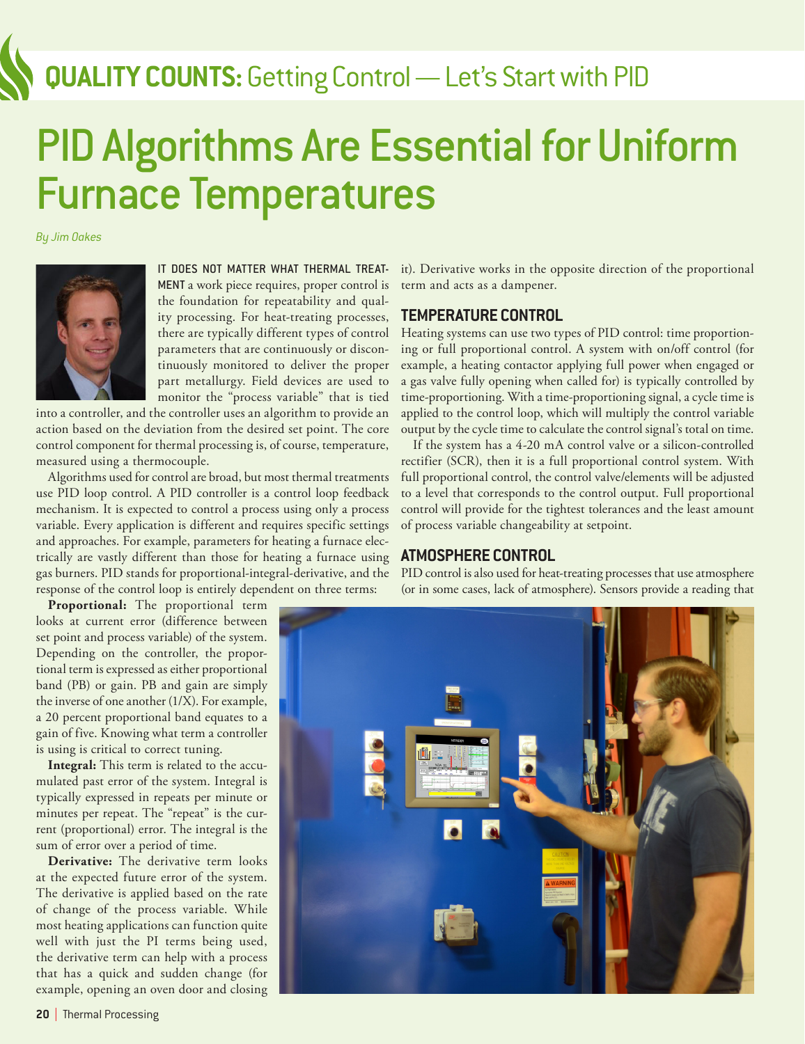QUALITY COUNTS: Getting Control — Let's Start with PID

# PID Algorithms Are Essential for Uniform Furnace Temperatures

*By Jim Oakes*

IT DOES NOT MATTER WHAT THERMAL TREATMENT a work piece requires, proper control is the foundation for repeatability and quality processing. For heat-treating processes, there are typically different types of control parameters that are continuously or discontinuously monitored to deliver the proper part metallurgy. Field devices are used to monitor the "process variable" that is tied into a controller, and the controller uses an algorithm to provide an action based on the deviation from the desired set point. The core control component for thermal processing is, of course, temperature, measured using a thermocouple.

Algorithms used for control are broad, but most thermal treatments use PID loop control. A PID controller is a control loop feedback mechanism. It is expected to control a process using only a process variable. Every application is different and requires specific settings and approaches. For example, parameters for heating a furnace electrically are vastly different than those for heating a furnace using gas burners. PID stands for proportional-integral-derivative, and the response of the control loop is entirely dependent on three terms:

**Proportional:** The proportional term looks at current error (difference between set point and process variable) of the system. Depending on the controller, the proportional term is expressed as either proportional band (PB) or gain. PB and gain are simply the inverse of one another (1/X). For example, a 20 percent proportional band equates to a gain of five. Knowing what term a controller is using is critical to correct tuning.

**Integral:** This term is related to the accumulated past error of the system. Integral is typically expressed in repeats per minute or minutes per repeat. The "repeat" is the current (proportional) error. The integral is the sum of error over a period of time.

**Derivative:** The derivative term looks at the expected future error of the system. The derivative is applied based on the rate of change of the process variable. While most heating applications can function quite well with just the PI terms being used, the derivative term can help with a process that has a quick and sudden change (for example, opening an oven door and closing it). Derivative works in the opposite direction of the proportional term and acts as a dampener.

## TEMPERATURE CONTROL

Heating systems can use two types of PID control: time proportioning or full proportional control. A system with on/off control (for example, a heating contactor applying full power when engaged or a gas valve fully opening when called for) is typically controlled by time-proportioning. With a time-proportioning signal, a cycle time is applied to the control loop, which will multiply the control variable output by the cycle time to calculate the control signal's total on time.

If the system has a 4-20 mA control valve or a silicon-controlled rectifier (SCR), then it is a full proportional control system. With full proportional control, the control valve/elements will be adjusted to a level that corresponds to the control output. Full proportional control will provide for the tightest tolerances and the least amount of process variable changeability at setpoint.

## ATMOSPHERE CONTROL

PID control is also used for heat-treating processes that use atmosphere (or in some cases, lack of atmosphere). Sensors provide a reading that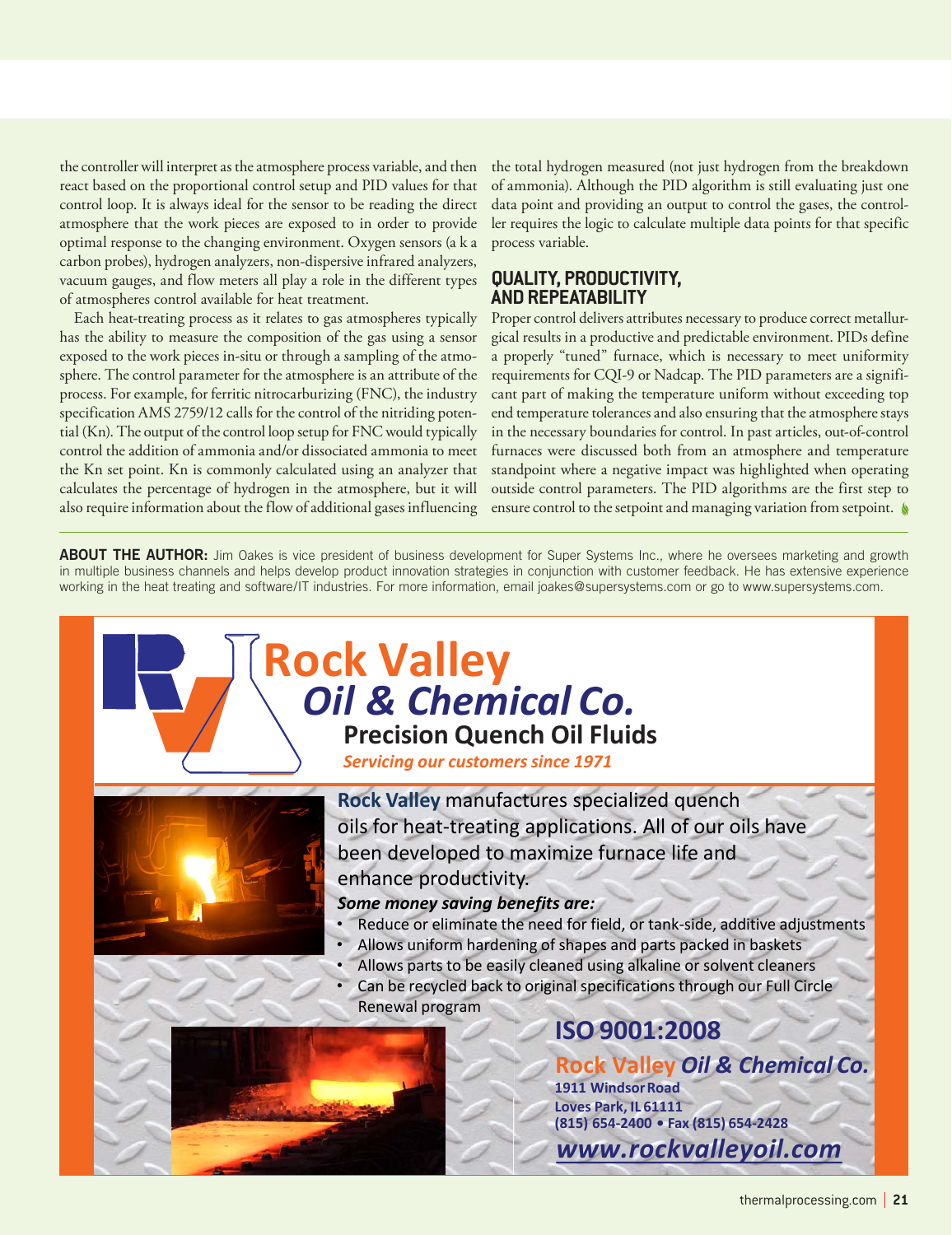the controller will interpret as the atmosphere process variable, and then react based on the proportional control setup and PID values for that control loop. It is always ideal for the sensor to be reading the direct atmosphere that the work pieces are exposed to in order to provide optimal response to the changing environment. Oxygen sensors (a k a carbon probes), hydrogen analyzers, non-dispersive infrared analyzers, vacuum gauges, and flow meters all play a role in the different types of atmospheres control available for heat treatment.

Each heat-treating process as it relates to gas atmospheres typically has the ability to measure the composition of the gas using a sensor exposed to the work pieces in-situ or through a sampling of the atmosphere. The control parameter for the atmosphere is an attribute of the process. For example, for ferritic nitrocarburizing (FNC), the industry specification AMS 2759/12 calls for the control of the nitriding potential (Kn). The output of the control loop setup for FNC would typically control the addition of ammonia and/or dissociated ammonia to meet the Kn set point. Kn is commonly calculated using an analyzer that calculates the percentage of hydrogen in the atmosphere, but it will also require information about the flow of additional gases influencing the total hydrogen measured (not just hydrogen from the breakdown of ammonia). Although the PID algorithm is still evaluating just one data point and providing an output to control the gases, the controller requires the logic to calculate multiple data points for that specific process variable.

## QUALITY, PRODUCTIVITY, AND REPEATABILITY

Proper control delivers attributes necessary to produce correct metallurgical results in a productive and predictable environment. PIDs define a properly "tuned" furnace, which is necessary to meet uniformity requirements for CQI-9 or Nadcap. The PID parameters are a significant part of making the temperature uniform without exceeding top end temperature tolerances and also ensuring that the atmosphere stays in the necessary boundaries for control. In past articles, out-of-control furnaces were discussed both from an atmosphere and temperature standpoint where a negative impact was highlighted when operating outside control parameters. The PID algorithms are the first step to ensure control to the setpoint and managing variation from setpoint.

**ABOUT THE AUTHOR:** Jim Oakes is vice president of business development for Super Systems Inc., where he oversees marketing and growth in multiple business channels and helps develop product innovation strategies in conjunction with customer feedback. He has extensive experience working in the heat treating and software/IT industries. For more information, email joakes@supersystems.com or go to www.supersystems.com.

**Rock Valley *Oil & Chemical Co.***

**Precision Quench Oil Fluids**

*Servicing our customers since 1971*

**Rock Valley** manufactures specialized quench oils for heat-treating applications. All of our oils have been developed to maximize furnace life and enhance productivity.

***Some money saving benefits are:***

- Reduce or eliminate the need for field, or tank-side, additive adjustments
- Allows uniform hardening of shapes and parts packed in baskets
- Allows parts to be easily cleaned using alkaline or solvent cleaners
- Can be recycled back to original specifications through our Full Circle Renewal program

**ISO 9001:2008**

**Rock Valley *Oil & Chemical Co.***
**1911 Windsor Road**
**Loves Park, IL 61111**
**(815) 654-2400 • Fax (815) 654-2428**
***www.rockvalleyoil.com***